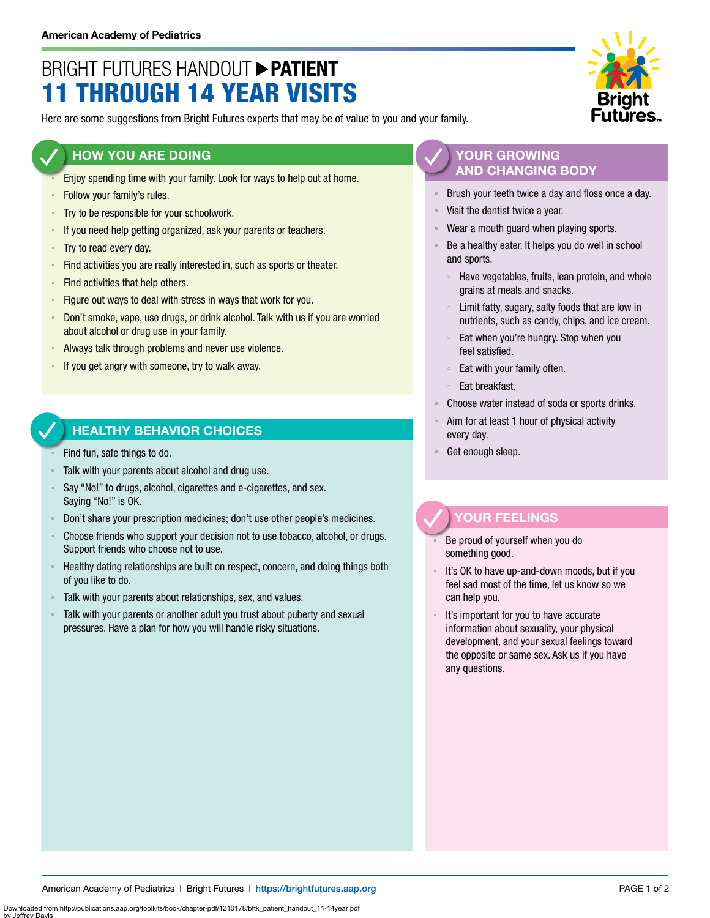American Academy of Pediatrics

# BRIGHT FUTURES HANDOUT ▶ PATIENT
# 11 THROUGH 14 YEAR VISITS

Here are some suggestions from Bright Futures experts that may be of value to you and your family.

## HOW YOU ARE DOING

- Enjoy spending time with your family. Look for ways to help out at home.
- Follow your family's rules.
- Try to be responsible for your schoolwork.
- If you need help getting organized, ask your parents or teachers.
- Try to read every day.
- Find activities you are really interested in, such as sports or theater.
- Find activities that help others.
- Figure out ways to deal with stress in ways that work for you.
- Don't smoke, vape, use drugs, or drink alcohol. Talk with us if you are worried about alcohol or drug use in your family.
- Always talk through problems and never use violence.
- If you get angry with someone, try to walk away.

## HEALTHY BEHAVIOR CHOICES

- Find fun, safe things to do.
- Talk with your parents about alcohol and drug use.
- Say "No!" to drugs, alcohol, cigarettes and e-cigarettes, and sex. Saying "No!" is OK.
- Don't share your prescription medicines; don't use other people's medicines.
- Choose friends who support your decision not to use tobacco, alcohol, or drugs. Support friends who choose not to use.
- Healthy dating relationships are built on respect, concern, and doing things both of you like to do.
- Talk with your parents about relationships, sex, and values.
- Talk with your parents or another adult you trust about puberty and sexual pressures. Have a plan for how you will handle risky situations.

## YOUR GROWING AND CHANGING BODY

- Brush your teeth twice a day and floss once a day.
- Visit the dentist twice a year.
- Wear a mouth guard when playing sports.
- Be a healthy eater. It helps you do well in school and sports.
  - Have vegetables, fruits, lean protein, and whole grains at meals and snacks.
  - Limit fatty, sugary, salty foods that are low in nutrients, such as candy, chips, and ice cream.
  - Eat when you're hungry. Stop when you feel satisfied.
  - Eat with your family often.
  - Eat breakfast.
- Choose water instead of soda or sports drinks.
- Aim for at least 1 hour of physical activity every day.
- Get enough sleep.

## YOUR FEELINGS

- Be proud of yourself when you do something good.
- It's OK to have up-and-down moods, but if you feel sad most of the time, let us know so we can help you.
- It's important for you to have accurate information about sexuality, your physical development, and your sexual feelings toward the opposite or same sex. Ask us if you have any questions.

American Academy of Pediatrics | Bright Futures | https://brightfutures.aap.org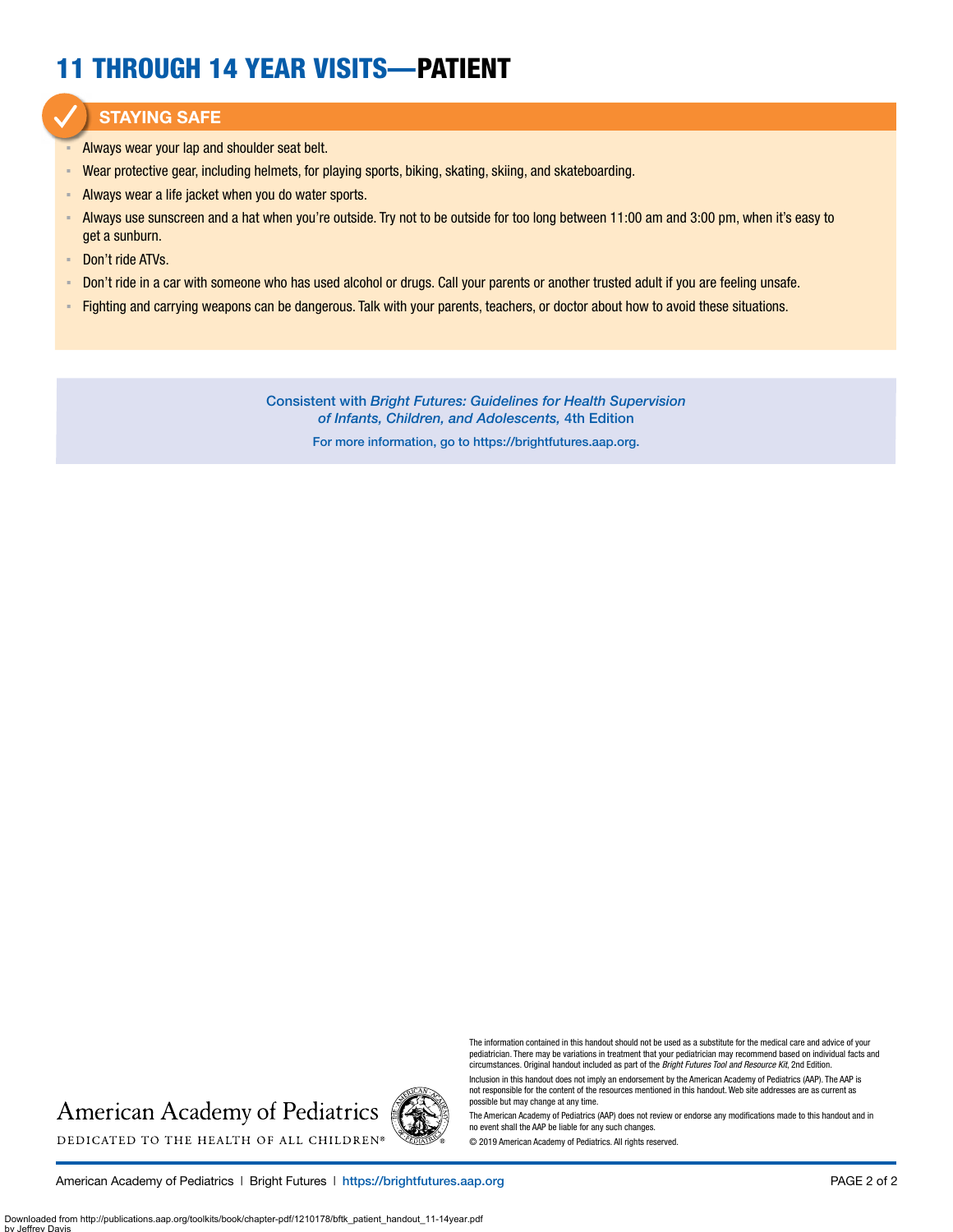# 11 THROUGH 14 YEAR VISITS—PATIENT

## STAYING SAFE

- Always wear your lap and shoulder seat belt.
- Wear protective gear, including helmets, for playing sports, biking, skating, skiing, and skateboarding.
- Always wear a life jacket when you do water sports.
- Always use sunscreen and a hat when you're outside. Try not to be outside for too long between 11:00 am and 3:00 pm, when it's easy to get a sunburn.
- Don't ride ATVs.
- Don't ride in a car with someone who has used alcohol or drugs. Call your parents or another trusted adult if you are feeling unsafe.
- Fighting and carrying weapons can be dangerous. Talk with your parents, teachers, or doctor about how to avoid these situations.

Consistent with *Bright Futures: Guidelines for Health Supervision of Infants, Children, and Adolescents,* 4th Edition

For more information, go to https://brightfutures.aap.org.

American Academy of Pediatrics

DEDICATED TO THE HEALTH OF ALL CHILDREN®

The information contained in this handout should not be used as a substitute for the medical care and advice of your pediatrician. There may be variations in treatment that your pediatrician may recommend based on individual facts and circumstances. Original handout included as part of the *Bright Futures Tool and Resource Kit*, 2nd Edition.

Inclusion in this handout does not imply an endorsement by the American Academy of Pediatrics (AAP). The AAP is not responsible for the content of the resources mentioned in this handout. Web site addresses are as current as possible but may change at any time.

The American Academy of Pediatrics (AAP) does not review or endorse any modifications made to this handout and in no event shall the AAP be liable for any such changes.

© 2019 American Academy of Pediatrics. All rights reserved.